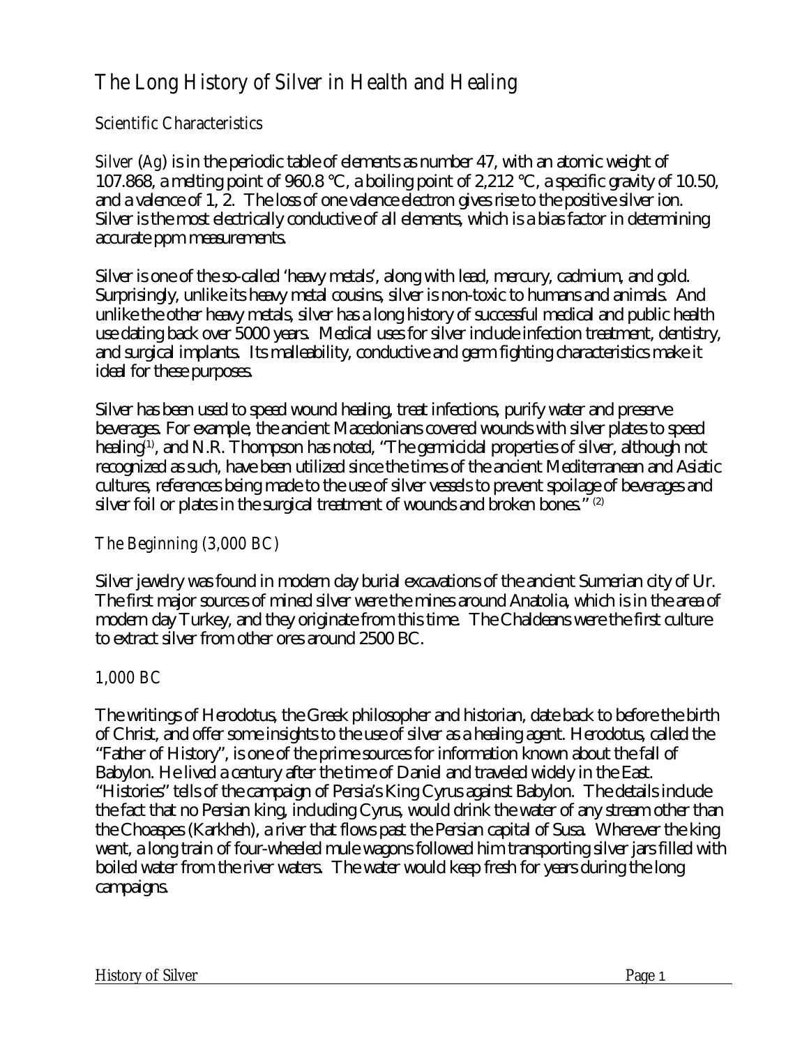# The Long History of Silver in Health and Healing

## Scientific Characteristics

Silver (Ag) is in the periodic table of elements as number 47, with an atomic weight of 107.868, a melting point of 960.8 °C, a boiling point of 2,212 °C, a specific gravity of 10.50, and a valence of 1, 2. The loss of one valence electron gives rise to the positive silver ion. Silver is the most electrically conductive of all elements, which is a bias factor in determining accurate ppm measurements.

Silver is one of the so-called 'heavy metals', along with lead, mercury, cadmium, and gold. Surprisingly, unlike its heavy metal cousins, silver is non-toxic to humans and animals. And unlike the other heavy metals, silver has a long history of successful medical and public health use dating back over 5000 years. Medical uses for silver include infection treatment, dentistry, and surgical implants. Its malleability, conductive and germ fighting characteristics make it ideal for these purposes.

Silver has been used to speed wound healing, treat infections, purify water and preserve beverages. For example, the ancient Macedonians covered wounds with silver plates to speed healing[1], and N.R. Thompson has noted, "The germicidal properties of silver, although not recognized as such, have been utilized since the times of the ancient Mediterranean and Asiatic cultures, references being made to the use of silver vessels to prevent spoilage of beverages and silver foil or plates in the surgical treatment of wounds and broken bones." [2]

## The Beginning (3,000 BC)

Silver jewelry was found in modern day burial excavations of the ancient Sumerian city of Ur. The first major sources of mined silver were the mines around Anatolia, which is in the area of modern day Turkey, and they originate from this time. The Chaldeans were the first culture to extract silver from other ores around 2500 BC.

## 1,000 BC

The writings of Herodotus, the Greek philosopher and historian, date back to before the birth of Christ, and offer some insights to the use of silver as a healing agent. Herodotus, called the "Father of History", is one of the prime sources for information known about the fall of Babylon. He lived a century after the time of Daniel and traveled widely in the East. "Histories" tells of the campaign of Persia's King Cyrus against Babylon. The details include the fact that no Persian king, including Cyrus, would drink the water of any stream other than the Choaspes (Karkheh), a river that flows past the Persian capital of Susa. Wherever the king went, a long train of four-wheeled mule wagons followed him transporting silver jars filled with boiled water from the river waters. The water would keep fresh for years during the long campaigns.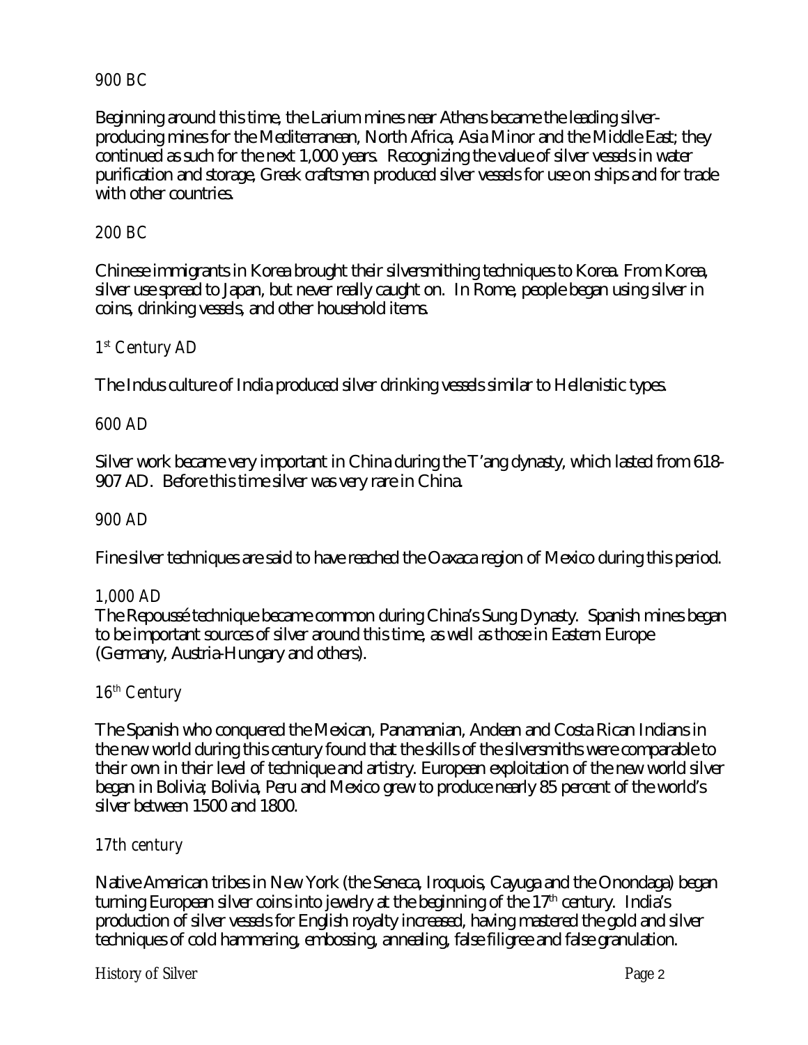### 900 BC

Beginning around this time, the Larium mines near Athens became the leading silver-producing mines for the Mediterranean, North Africa, Asia Minor and the Middle East; they continued as such for the next 1,000 years. Recognizing the value of silver vessels in water purification and storage, Greek craftsmen produced silver vessels for use on ships and for trade with other countries.

### 200 BC

Chinese immigrants in Korea brought their silversmithing techniques to Korea. From Korea, silver use spread to Japan, but never really caught on. In Rome, people began using silver in coins, drinking vessels, and other household items.

### 1st Century AD

The Indus culture of India produced silver drinking vessels similar to Hellenistic types.

### 600 AD

Silver work became very important in China during the T'ang dynasty, which lasted from 618-907 AD. Before this time silver was very rare in China.

### 900 AD

Fine silver techniques are said to have reached the Oaxaca region of Mexico during this period.

### 1,000 AD

The Repoussé technique became common during China's Sung Dynasty. Spanish mines began to be important sources of silver around this time, as well as those in Eastern Europe (Germany, Austria-Hungary and others).

### 16th Century

The Spanish who conquered the Mexican, Panamanian, Andean and Costa Rican Indians in the new world during this century found that the skills of the silversmiths were comparable to their own in their level of technique and artistry. European exploitation of the new world silver began in Bolivia; Bolivia, Peru and Mexico grew to produce nearly 85 percent of the world's silver between 1500 and 1800.

### 17th century

Native American tribes in New York (the Seneca, Iroquois, Cayuga and the Onondaga) began turning European silver coins into jewelry at the beginning of the 17th century. India's production of silver vessels for English royalty increased, having mastered the gold and silver techniques of cold hammering, embossing, annealing, false filigree and false granulation.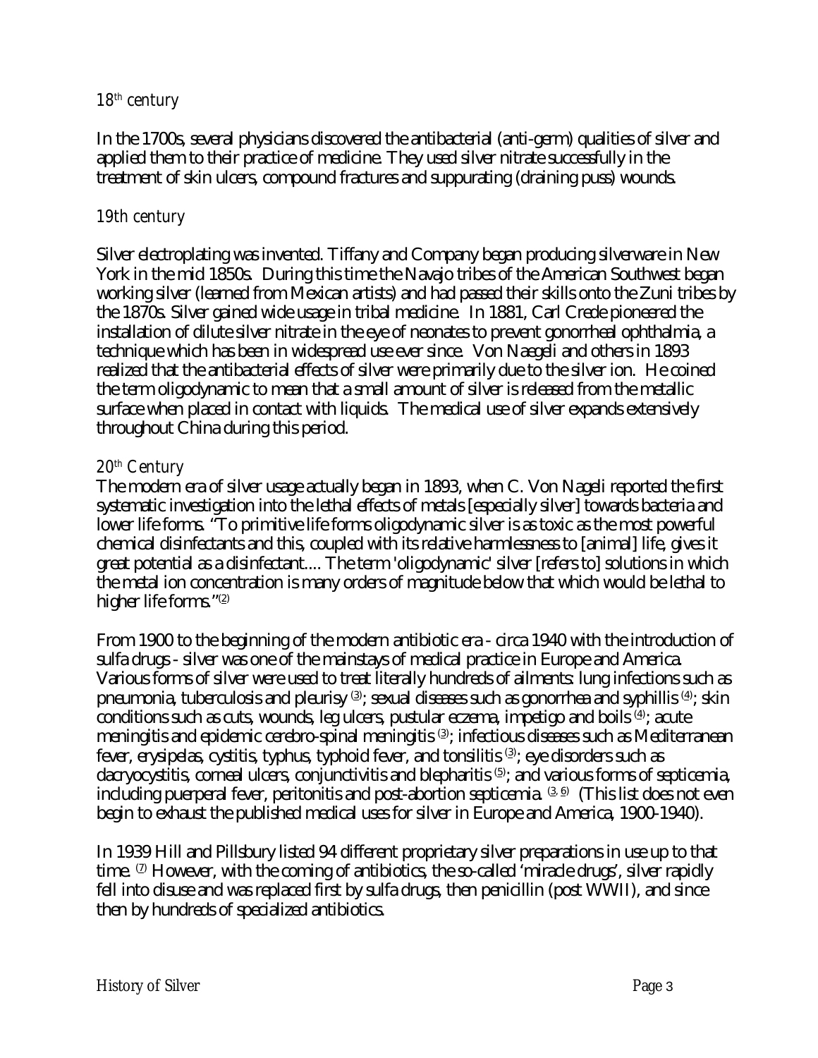### 18th century

In the 1700s, several physicians discovered the antibacterial (anti-germ) qualities of silver and applied them to their practice of medicine. They used silver nitrate successfully in the treatment of skin ulcers, compound fractures and suppurating (draining puss) wounds.

### 19th century

Silver electroplating was invented. Tiffany and Company began producing silverware in New York in the mid 1850s. During this time the Navajo tribes of the American Southwest began working silver (learned from Mexican artists) and had passed their skills onto the Zuni tribes by the 1870s. Silver gained wide usage in tribal medicine. In 1881, Carl Crede pioneered the installation of dilute silver nitrate in the eye of neonates to prevent gonorrheal ophthalmia, a technique which has been in widespread use ever since. Von Naegeli and others in 1893 realized that the antibacterial effects of silver were primarily due to the silver ion. He coined the term oligodynamic to mean that a small amount of silver is released from the metallic surface when placed in contact with liquids. The medical use of silver expands extensively throughout China during this period.

### 20th Century

The modern era of silver usage actually began in 1893, when C. Von Nageli reported the first systematic investigation into the lethal effects of metals [especially silver] towards bacteria and lower life forms. "To primitive life forms oligodynamic silver is as toxic as the most powerful chemical disinfectants and this, coupled with its relative harmlessness to [animal] life, gives it great potential as a disinfectant.... The term 'oligodynamic' silver [refers to] solutions in which the metal ion concentration is many orders of magnitude below that which would be lethal to higher life forms."(2)

From 1900 to the beginning of the modern antibiotic era - circa 1940 with the introduction of sulfa drugs - silver was one of the mainstays of medical practice in Europe and America. Various forms of silver were used to treat literally hundreds of ailments: lung infections such as pneumonia, tuberculosis and pleurisy (3); sexual diseases such as gonorrhea and syphillis (4); skin conditions such as cuts, wounds, leg ulcers, pustular eczema, impetigo and boils (4); acute meningitis and epidemic cerebro-spinal meningitis (3); infectious diseases such as Mediterranean fever, erysipelas, cystitis, typhus, typhoid fever, and tonsilitis (3); eye disorders such as dacryocystitis, corneal ulcers, conjunctivitis and blepharitis (5); and various forms of septicemia, including puerperal fever, peritonitis and post-abortion septicemia. (3, 6) (This list does not even begin to exhaust the published medical uses for silver in Europe and America, 1900-1940).

In 1939 Hill and Pillsbury listed 94 different proprietary silver preparations in use up to that time. (7) However, with the coming of antibiotics, the so-called 'miracle drugs', silver rapidly fell into disuse and was replaced first by sulfa drugs, then penicillin (post WWII), and since then by hundreds of specialized antibiotics.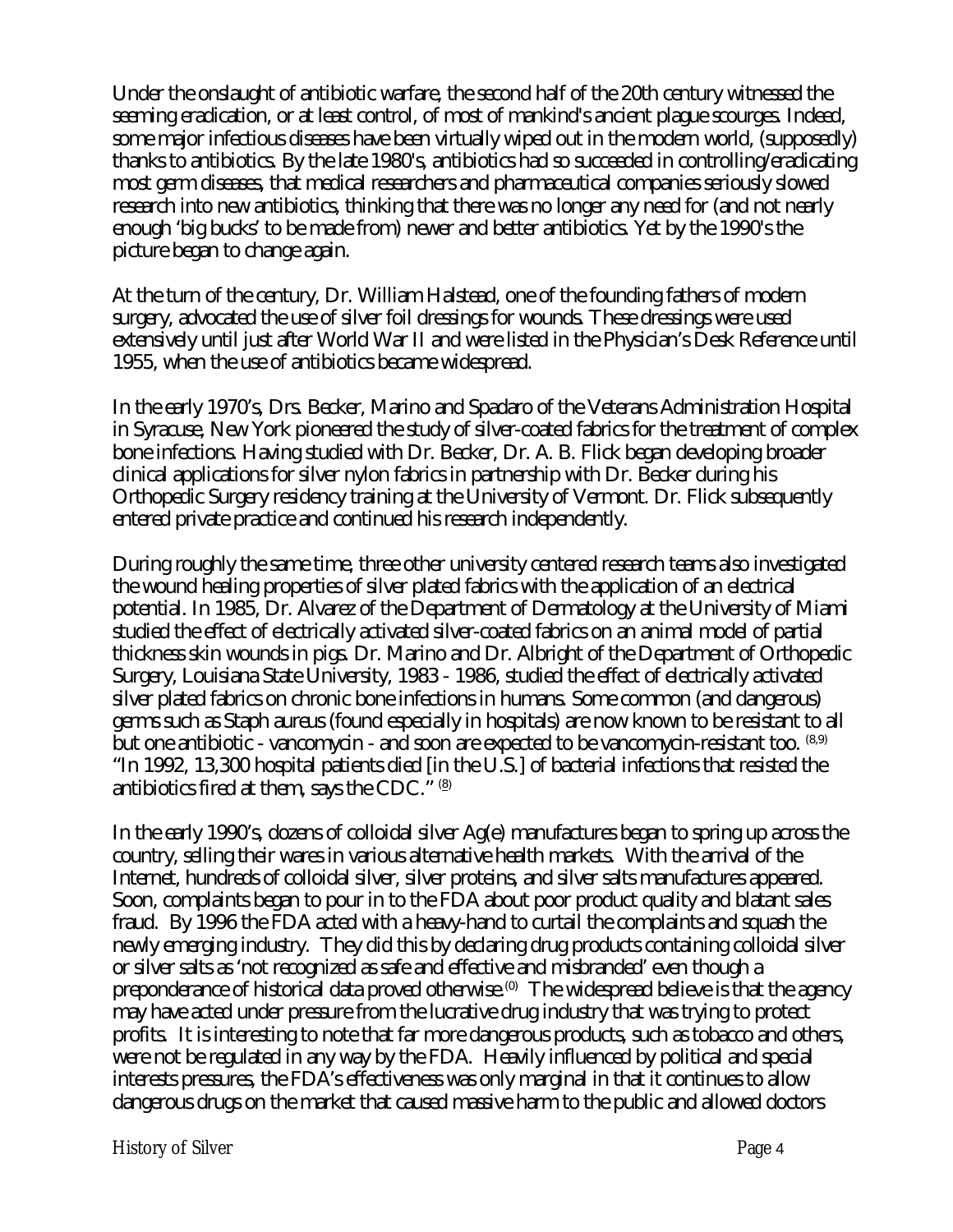Under the onslaught of antibiotic warfare, the second half of the 20th century witnessed the seeming eradication, or at least control, of most of mankind's ancient plague scourges. Indeed, some major infectious diseases have been virtually wiped out in the modern world, (supposedly) thanks to antibiotics. By the late 1980's, antibiotics had so succeeded in controlling/eradicating most germ diseases, that medical researchers and pharmaceutical companies seriously slowed research into new antibiotics, thinking that there was no longer any need for (and not nearly enough 'big bucks' to be made from) newer and better antibiotics. Yet by the 1990's the picture began to change again.

At the turn of the century, Dr. William Halstead, one of the founding fathers of modern surgery, advocated the use of silver foil dressings for wounds. These dressings were used extensively until just after World War II and were listed in the Physician's Desk Reference until 1955, when the use of antibiotics became widespread.

In the early 1970's, Drs. Becker, Marino and Spadaro of the Veterans Administration Hospital in Syracuse, New York pioneered the study of silver-coated fabrics for the treatment of complex bone infections. Having studied with Dr. Becker, Dr. A. B. Flick began developing broader clinical applications for silver nylon fabrics in partnership with Dr. Becker during his Orthopedic Surgery residency training at the University of Vermont. Dr. Flick subsequently entered private practice and continued his research independently.

During roughly the same time, three other university centered research teams also investigated the wound healing properties of silver plated fabrics with the application of an electrical potential. In 1985, Dr. Alvarez of the Department of Dermatology at the University of Miami studied the effect of electrically activated silver-coated fabrics on an animal model of partial thickness skin wounds in pigs. Dr. Marino and Dr. Albright of the Department of Orthopedic Surgery, Louisiana State University, 1983 - 1986, studied the effect of electrically activated silver plated fabrics on chronic bone infections in humans. Some common (and dangerous) germs such as Staph aureus (found especially in hospitals) are now known to be resistant to all but one antibiotic - vancomycin - and soon are expected to be vancomycin-resistant too. [8,9] "In 1992, 13,300 hospital patients died [in the U.S.] of bacterial infections that resisted the antibiotics fired at them, says the CDC." [8]

In the early 1990's, dozens of colloidal silver Ag(e) manufactures began to spring up across the country, selling their wares in various alternative health markets. With the arrival of the Internet, hundreds of colloidal silver, silver proteins, and silver salts manufactures appeared. Soon, complaints began to pour in to the FDA about poor product quality and blatant sales fraud. By 1996 the FDA acted with a heavy-hand to curtail the complaints and squash the newly emerging industry. They did this by declaring drug products containing colloidal silver or silver salts as 'not recognized as safe and effective and misbranded' even though a preponderance of historical data proved otherwise.[0] The widespread believe is that the agency may have acted under pressure from the lucrative drug industry that was trying to protect profits. It is interesting to note that far more dangerous products, such as tobacco and others, were not be regulated in any way by the FDA. Heavily influenced by political and special interests pressures, the FDA's effectiveness was only marginal in that it continues to allow dangerous drugs on the market that caused massive harm to the public and allowed doctors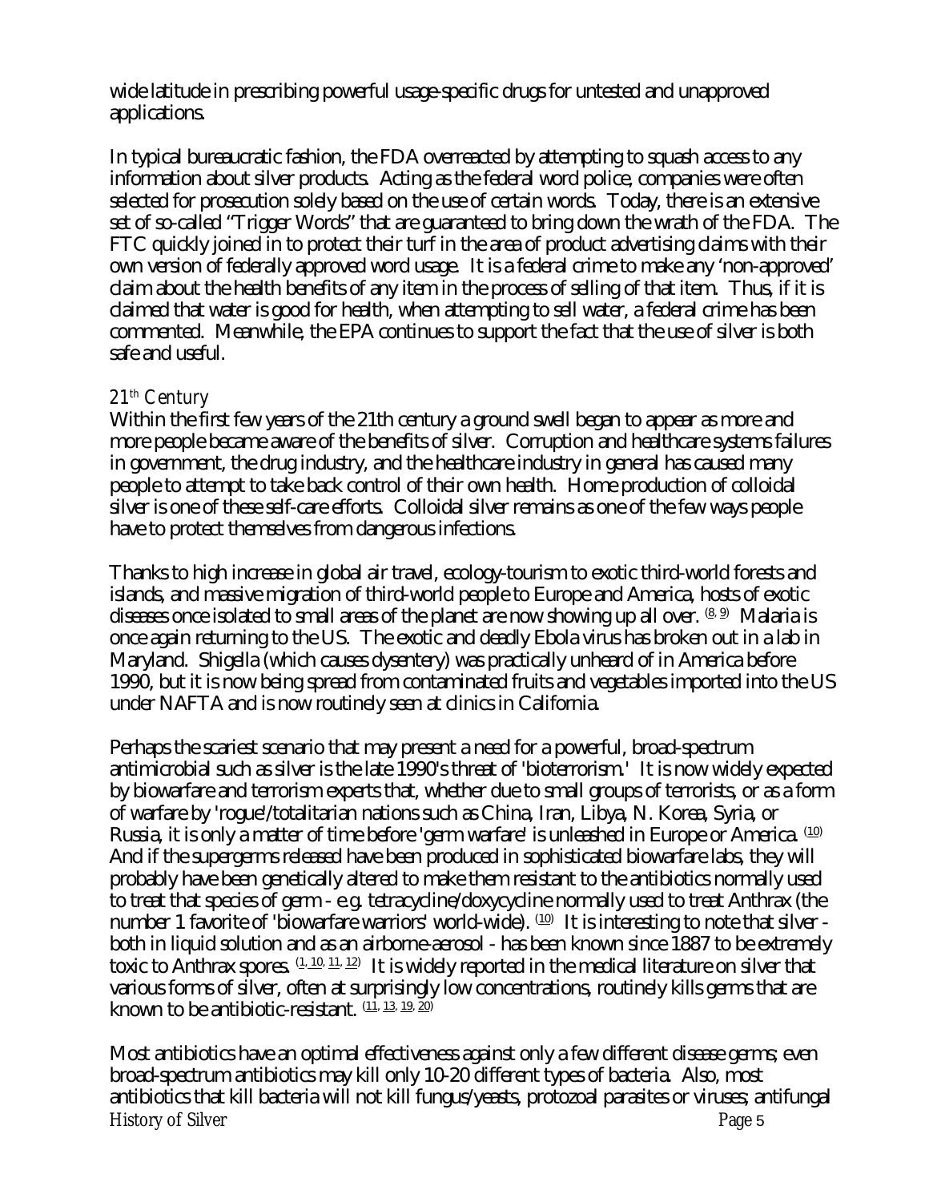wide latitude in prescribing powerful usage-specific drugs for untested and unapproved applications.

In typical bureaucratic fashion, the FDA overreacted by attempting to squash access to any information about silver products. Acting as the federal word police, companies were often selected for prosecution solely based on the use of certain words. Today, there is an extensive set of so-called "Trigger Words" that are guaranteed to bring down the wrath of the FDA. The FTC quickly joined in to protect their turf in the area of product advertising claims with their own version of federally approved word usage. It is a federal crime to make any 'non-approved' claim about the health benefits of any item in the process of selling of that item. Thus, if it is claimed that water is good for health, when attempting to sell water, a federal crime has been commented. Meanwhile, the EPA continues to support the fact that the use of silver is both safe and useful.

### *21th Century*

Within the first few years of the 21th century a ground swell began to appear as more and more people became aware of the benefits of silver. Corruption and healthcare systems failures in government, the drug industry, and the healthcare industry in general has caused many people to attempt to take back control of their own health. Home production of colloidal silver is one of these self-care efforts. Colloidal silver remains as one of the few ways people have to protect themselves from dangerous infections.

Thanks to high increase in global air travel, ecology-tourism to exotic third-world forests and islands, and massive migration of third-world people to Europe and America, hosts of exotic diseases once isolated to small areas of the planet are now showing up all over. (8, 9) Malaria is once again returning to the US. The exotic and deadly Ebola virus has broken out in a lab in Maryland. Shigella (which causes dysentery) was practically unheard of in America before 1990, but it is now being spread from contaminated fruits and vegetables imported into the US under NAFTA and is now routinely seen at clinics in California.

Perhaps the scariest scenario that may present a need for a powerful, broad-spectrum antimicrobial such as silver is the late 1990's threat of 'bioterrorism.' It is now widely expected by biowarfare and terrorism experts that, whether due to small groups of terrorists, or as a form of warfare by 'rogue'/totalitarian nations such as China, Iran, Libya, N. Korea, Syria, or Russia, it is only a matter of time before 'germ warfare' is unleashed in Europe or America. (10) And if the supergerms released have been produced in sophisticated biowarfare labs, they will probably have been genetically altered to make them resistant to the antibiotics normally used to treat that species of germ - e.g. tetracycline/doxycycline normally used to treat Anthrax (the number 1 favorite of 'biowarfare warriors' world-wide). (10) It is interesting to note that silver - both in liquid solution and as an airborne-aerosol - has been known since 1887 to be extremely toxic to Anthrax spores. (1, 10, 11, 12) It is widely reported in the medical literature on silver that various forms of silver, often at surprisingly low concentrations, routinely kills germs that are known to be antibiotic-resistant. (11, 13, 19, 20)

Most antibiotics have an optimal effectiveness against only a few different disease germs; even broad-spectrum antibiotics may kill only 10-20 different types of bacteria. Also, most antibiotics that kill bacteria will not kill fungus/yeasts, protozoal parasites or viruses; antifungal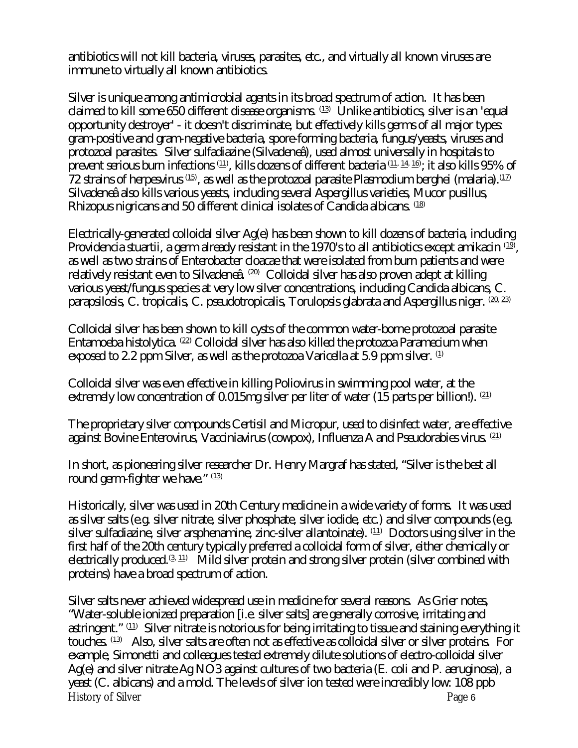antibiotics will not kill bacteria, viruses, parasites, etc., and virtually all known viruses are immune to virtually all known antibiotics.

Silver is unique among antimicrobial agents in its broad spectrum of action. It has been claimed to kill some 650 different disease organisms. [13] Unlike antibiotics, silver is an 'equal opportunity destroyer' - it doesn't discriminate, but effectively kills germs of all major types: gram-positive and gram-negative bacteria, spore-forming bacteria, fungus/yeasts, viruses and protozoal parasites. Silver sulfadiazine (Silvadeneâ), used almost universally in hospitals to prevent serious burn infections [11], kills dozens of different bacteria [11, 14, 16]; it also kills 95% of 72 strains of herpesvirus [15], as well as the protozoal parasite Plasmodium berghei (malaria).[17] Silvadeneâ also kills various yeasts, including several Aspergillus varieties, Mucor pusillus, Rhizopus nigricans and 50 different clinical isolates of Candida albicans. [18]

Electrically-generated colloidal silver Ag(e) has been shown to kill dozens of bacteria, including Providencia stuartii, a germ already resistant in the 1970's to all antibiotics except amikacin [19], as well as two strains of Enterobacter cloacae that were isolated from burn patients and were relatively resistant even to Silvadeneâ. [20] Colloidal silver has also proven adept at killing various yeast/fungus species at very low silver concentrations, including Candida albicans, C. parapsilosis, C. tropicalis, C. pseudotropicalis, Torulopsis glabrata and Aspergillus niger. [20, 23]

Colloidal silver has been shown to kill cysts of the common water-borne protozoal parasite Entamoeba histolytica. [22] Colloidal silver has also killed the protozoa Paramecium when exposed to 2.2 ppm Silver, as well as the protozoa Varicella at 5.9 ppm silver. [1]

Colloidal silver was even effective in killing Poliovirus in swimming pool water, at the extremely low concentration of 0.015mg silver per liter of water (15 parts per billion!). [21]

The proprietary silver compounds Certisil and Micropur, used to disinfect water, are effective against Bovine Enterovirus, Vacciniavirus (cowpox), Influenza A and Pseudorabies virus. [21]

In short, as pioneering silver researcher Dr. Henry Margraf has stated, "Silver is the best all round germ-fighter we have." [13]

Historically, silver was used in 20th Century medicine in a wide variety of forms. It was used as silver salts (e.g. silver nitrate, silver phosphate, silver iodide, etc.) and silver compounds (e.g. silver sulfadiazine, silver arsphenamine, zinc-silver allantoinate). [11] Doctors using silver in the first half of the 20th century typically preferred a colloidal form of silver, either chemically or electrically produced.[3, 11] Mild silver protein and strong silver protein (silver combined with proteins) have a broad spectrum of action.

Silver salts never achieved widespread use in medicine for several reasons. As Grier notes, "Water-soluble ionized preparation [i.e. silver salts] are generally corrosive, irritating and astringent." [11] Silver nitrate is notorious for being irritating to tissue and staining everything it touches. [13] Also, silver salts are often not as effective as colloidal silver or silver proteins. For example, Simonetti and colleagues tested extremely dilute solutions of electro-colloidal silver Ag(e) and silver nitrate $AgNO_3$ against cultures of two bacteria (E. coli and P. aeruginosa), a yeast (C. albicans) and a mold. The levels of silver ion tested were incredibly low: 108 ppb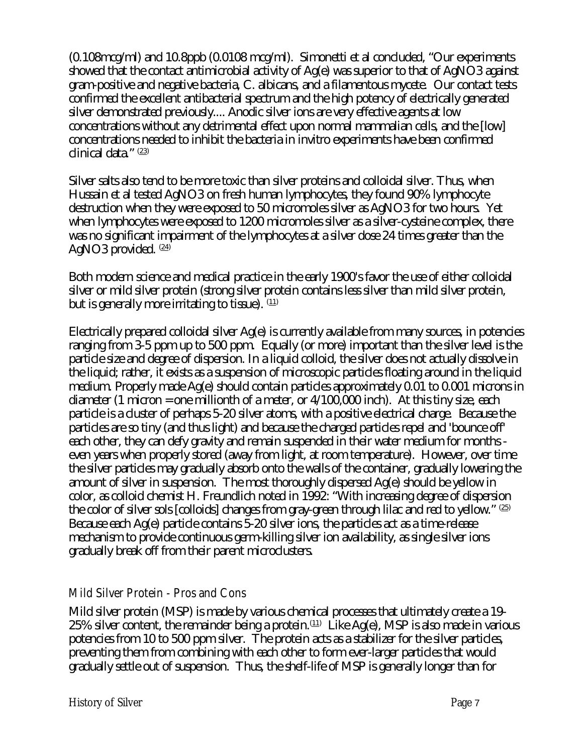(0.108mcg/ml) and 10.8ppb (0.0108 mcg/ml). Simonetti et al concluded, "Our experiments showed that the contact antimicrobial activity of Ag(e) was superior to that of AgNO3 against gram-positive and negative bacteria, C. albicans, and a filamentous mycete. Our contact tests confirmed the excellent antibacterial spectrum and the high potency of electrically generated silver demonstrated previously.... Anodic silver ions are very effective agents at low concentrations without any detrimental effect upon normal mammalian cells, and the [low] concentrations needed to inhibit the bacteria in invitro experiments have been confirmed clinical data." (23)

Silver salts also tend to be more toxic than silver proteins and colloidal silver. Thus, when Hussain et al tested AgNO3 on fresh human lymphocytes, they found 90% lymphocyte destruction when they were exposed to 50 micromoles silver as AgNO3 for two hours. Yet when lymphocytes were exposed to 1200 micromoles silver as a silver-cysteine complex, there was no significant impairment of the lymphocytes at a silver dose 24 times greater than the AgNO3 provided. (24)

Both modern science and medical practice in the early 1900's favor the use of either colloidal silver or mild silver protein (strong silver protein contains less silver than mild silver protein, but is generally more irritating to tissue). (11)

Electrically prepared colloidal silver Ag(e) is currently available from many sources, in potencies ranging from 3-5 ppm up to 500 ppm. Equally (or more) important than the silver level is the particle size and degree of dispersion. In a liquid colloid, the silver does not actually dissolve in the liquid; rather, it exists as a suspension of microscopic particles floating around in the liquid medium. Properly made Ag(e) should contain particles approximately 0.01 to 0.001 microns in diameter (1 micron = one millionth of a meter, or 4/100,000 inch). At this tiny size, each particle is a cluster of perhaps 5-20 silver atoms, with a positive electrical charge. Because the particles are so tiny (and thus light) and because the charged particles repel and 'bounce off' each other, they can defy gravity and remain suspended in their water medium for months - even years when properly stored (away from light, at room temperature). However, over time the silver particles may gradually absorb onto the walls of the container, gradually lowering the amount of silver in suspension. The most thoroughly dispersed Ag(e) should be yellow in color, as colloid chemist H. Freundlich noted in 1992: "With increasing degree of dispersion the color of silver sols [colloids] changes from gray-green through lilac and red to yellow." (25) Because each Ag(e) particle contains 5-20 silver ions, the particles act as a time-release mechanism to provide continuous germ-killing silver ion availability, as single silver ions gradually break off from their parent microclusters.

## Mild Silver Protein - Pros and Cons

Mild silver protein (MSP) is made by various chemical processes that ultimately create a 19-25% silver content, the remainder being a protein.(11) Like Ag(e), MSP is also made in various potencies from 10 to 500 ppm silver. The protein acts as a stabilizer for the silver particles, preventing them from combining with each other to form ever-larger particles that would gradually settle out of suspension. Thus, the shelf-life of MSP is generally longer than for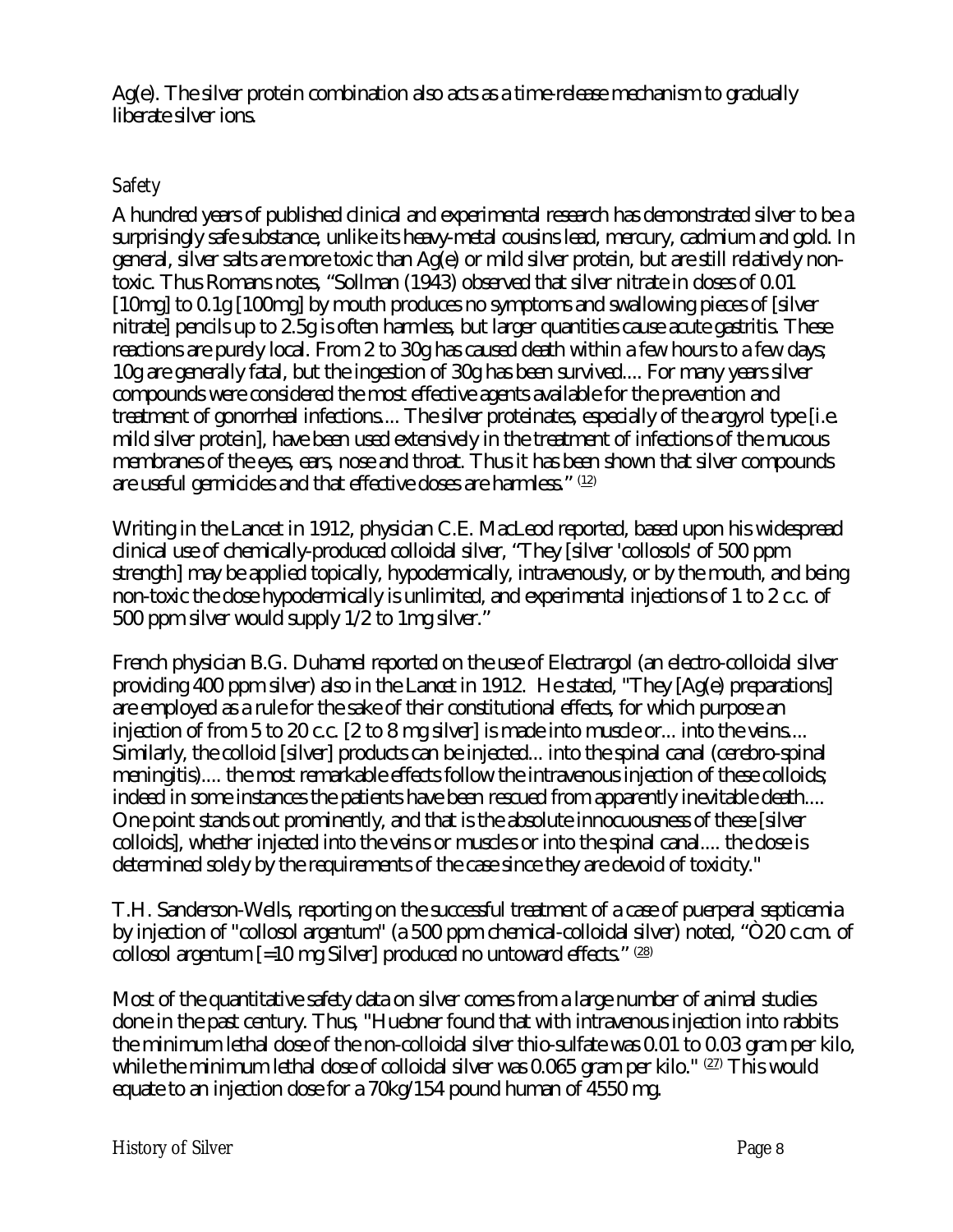Ag(e). The silver protein combination also acts as a time-release mechanism to gradually liberate silver ions.

## Safety

A hundred years of published clinical and experimental research has demonstrated silver to be a surprisingly safe substance, unlike its heavy-metal cousins lead, mercury, cadmium and gold. In general, silver salts are more toxic than Ag(e) or mild silver protein, but are still relatively non-toxic. Thus Romans notes, “Sollman (1943) observed that silver nitrate in doses of 0.01 [10mg] to 0.1g [100mg] by mouth produces no symptoms and swallowing pieces of [silver nitrate] pencils up to 2.5g is often harmless, but larger quantities cause acute gastritis. These reactions are purely local. From 2 to 30g has caused death within a few hours to a few days; 10g are generally fatal, but the ingestion of 30g has been survived.... For many years silver compounds were considered the most effective agents available for the prevention and treatment of gonorrheal infections.... The silver proteinates, especially of the argyrol type [i.e. mild silver protein], have been used extensively in the treatment of infections of the mucous membranes of the eyes, ears, nose and throat. Thus it has been shown that silver compounds are useful germicides and that effective doses are harmless.” [12]

Writing in the Lancet in 1912, physician C.E. MacLeod reported, based upon his widespread clinical use of chemically-produced colloidal silver, “They [silver 'collosols' of 500 ppm strength] may be applied topically, hypodermically, intravenously, or by the mouth, and being non-toxic the dose hypodermically is unlimited, and experimental injections of 1 to 2 c.c. of 500 ppm silver would supply 1/2 to 1mg silver.”

French physician B.G. Duhamel reported on the use of Electrargol (an electro-colloidal silver providing 400 ppm silver) also in the Lancet in 1912. He stated, "They [Ag(e) preparations] are employed as a rule for the sake of their constitutional effects, for which purpose an injection of from 5 to 20 c.c. [2 to 8 mg silver] is made into muscle or... into the veins.... Similarly, the colloid [silver] products can be injected... into the spinal canal (cerebro-spinal meningitis).... the most remarkable effects follow the intravenous injection of these colloids; indeed in some instances the patients have been rescued from apparently inevitable death.... One point stands out prominently, and that is the absolute innocuousness of these [silver colloids], whether injected into the veins or muscles or into the spinal canal.... the dose is determined solely by the requirements of the case since they are devoid of toxicity."

T.H. Sanderson-Wells, reporting on the successful treatment of a case of puerperal septicemia by injection of "collosol argentum" (a 500 ppm chemical-colloidal silver) noted, “Ò20 c.cm. of collosol argentum [=10 mg Silver] produced no untoward effects.” [28]

Most of the quantitative safety data on silver comes from a large number of animal studies done in the past century. Thus, "Huebner found that with intravenous injection into rabbits the minimum lethal dose of the non-colloidal silver thio-sulfate was 0.01 to 0.03 gram per kilo, while the minimum lethal dose of colloidal silver was 0.065 gram per kilo." [27] This would equate to an injection dose for a 70kg/154 pound human of 4550 mg.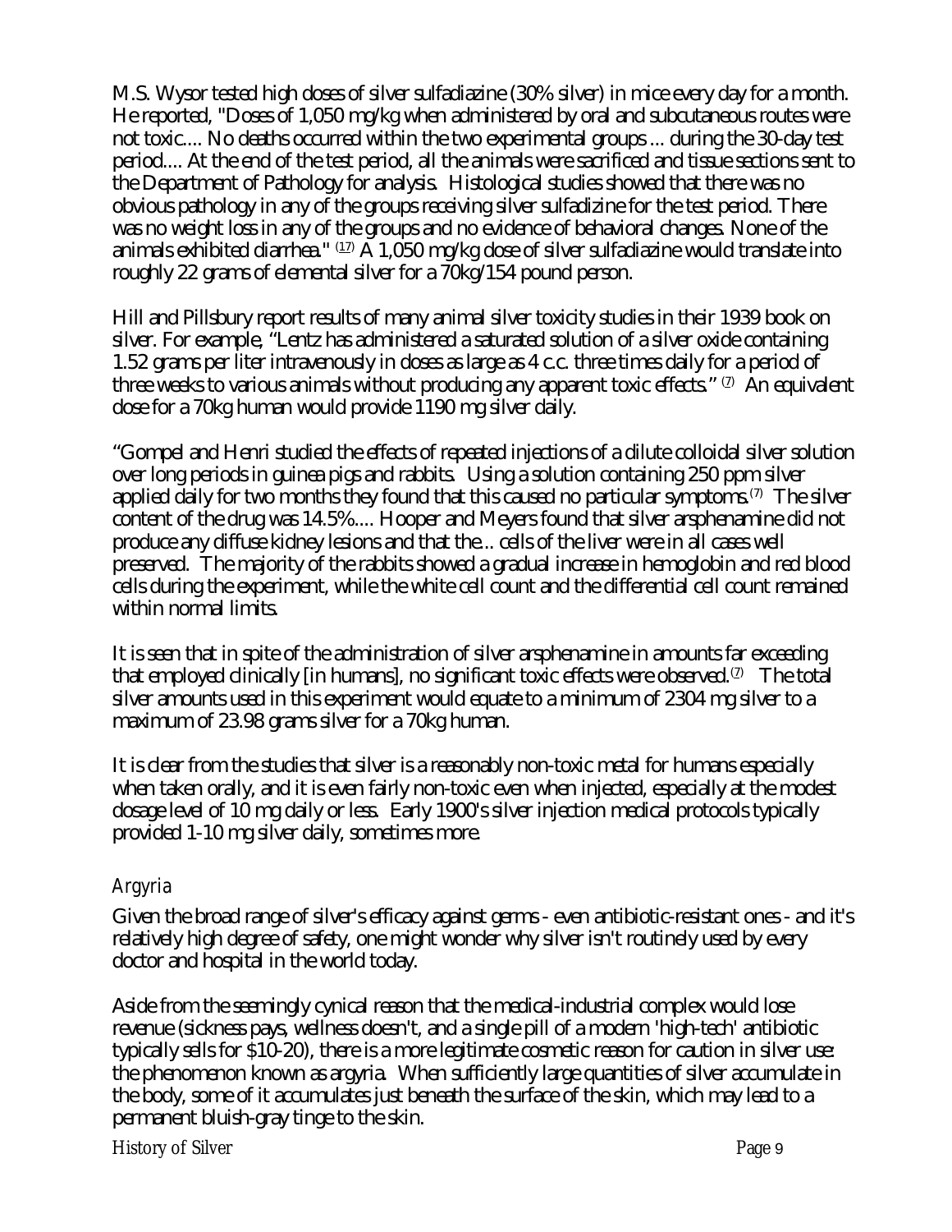M.S. Wysor tested high doses of silver sulfadiazine (30% silver) in mice every day for a month. He reported, "Doses of 1,050 mg/kg when administered by oral and subcutaneous routes were not toxic.... No deaths occurred within the two experimental groups ... during the 30-day test period.... At the end of the test period, all the animals were sacrificed and tissue sections sent to the Department of Pathology for analysis. Histological studies showed that there was no obvious pathology in any of the groups receiving silver sulfadizine for the test period. There was no weight loss in any of the groups and no evidence of behavioral changes. None of the animals exhibited diarrhea." [17] A 1,050 mg/kg dose of silver sulfadiazine would translate into roughly 22 grams of elemental silver for a 70kg/154 pound person.

Hill and Pillsbury report results of many animal silver toxicity studies in their 1939 book on silver. For example, "Lentz has administered a saturated solution of a silver oxide containing 1.52 grams per liter intravenously in doses as large as 4 c.c. three times daily for a period of three weeks to various animals without producing any apparent toxic effects." [7] An equivalent dose for a 70kg human would provide 1190 mg silver daily.

"Gompel and Henri studied the effects of repeated injections of a dilute colloidal silver solution over long periods in guinea pigs and rabbits. Using a solution containing 250 ppm silver applied daily for two months they found that this caused no particular symptoms.[7] The silver content of the drug was 14.5%.... Hooper and Meyers found that silver arsphenamine did not produce any diffuse kidney lesions and that the... cells of the liver were in all cases well preserved. The majority of the rabbits showed a gradual increase in hemoglobin and red blood cells during the experiment, while the white cell count and the differential cell count remained within normal limits.

It is seen that in spite of the administration of silver arsphenamine in amounts far exceeding that employed clinically [in humans], no significant toxic effects were observed.[7] The total silver amounts used in this experiment would equate to a minimum of 2304 mg silver to a maximum of 23.98 grams silver for a 70kg human.

It is clear from the studies that silver is a reasonably non-toxic metal for humans especially when taken orally, and it is even fairly non-toxic even when injected, especially at the modest dosage level of 10 mg daily or less. Early 1900's silver injection medical protocols typically provided 1-10 mg silver daily, sometimes more.

### Argyria

Given the broad range of silver's efficacy against germs - even antibiotic-resistant ones - and it's relatively high degree of safety, one might wonder why silver isn't routinely used by every doctor and hospital in the world today.

Aside from the seemingly cynical reason that the medical-industrial complex would lose revenue (sickness pays, wellness doesn't, and a single pill of a modern 'high-tech' antibiotic typically sells for $10-20), there is a more legitimate cosmetic reason for caution in silver use: the phenomenon known as argyria. When sufficiently large quantities of silver accumulate in the body, some of it accumulates just beneath the surface of the skin, which may lead to a permanent bluish-gray tinge to the skin.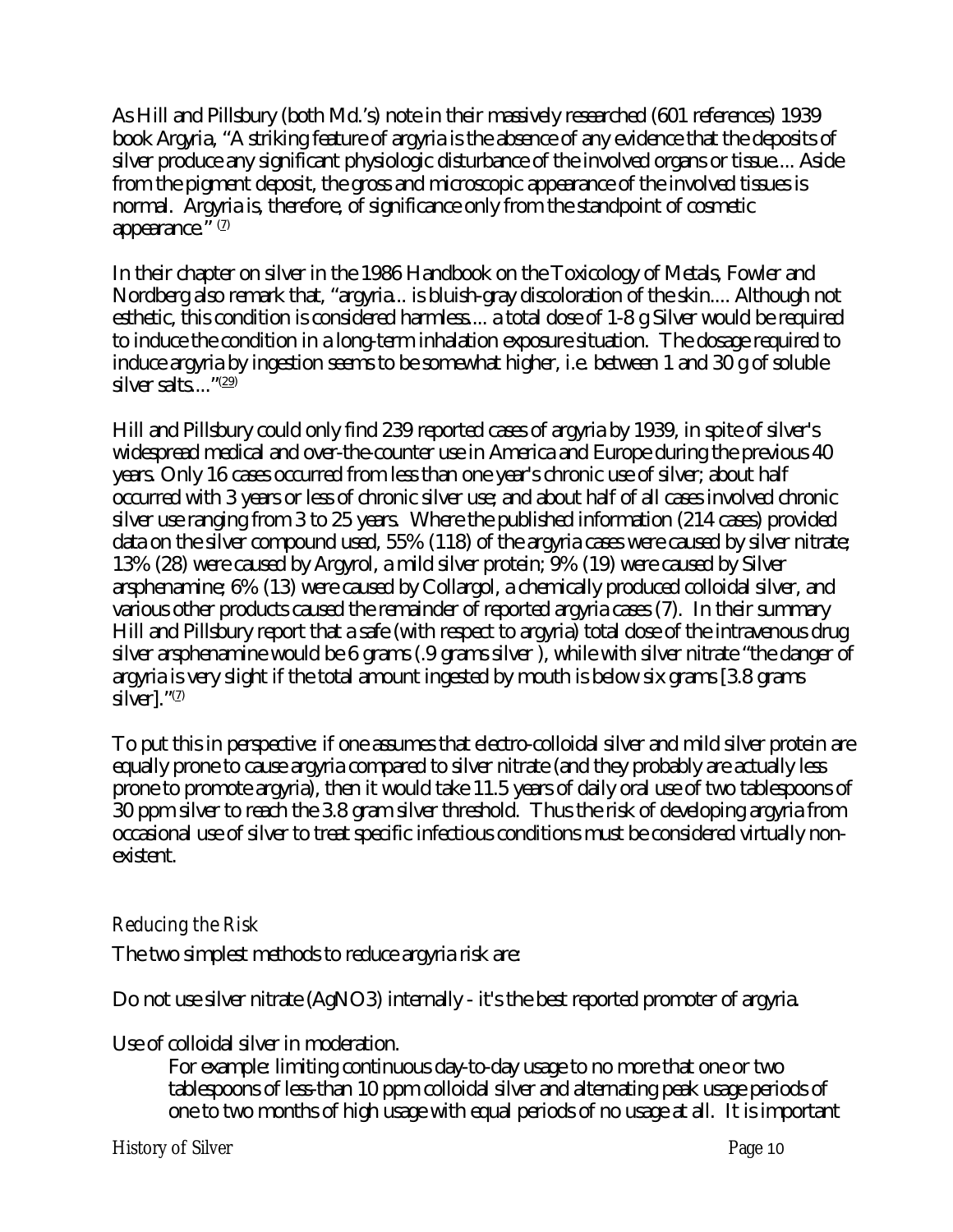As Hill and Pillsbury (both Md.'s) note in their massively researched (601 references) 1939 book Argyria, "A striking feature of argyria is the absence of any evidence that the deposits of silver produce any significant physiologic disturbance of the involved organs or tissue.... Aside from the pigment deposit, the gross and microscopic appearance of the involved tissues is normal. Argyria is, therefore, of significance only from the standpoint of cosmetic appearance." (7)

In their chapter on silver in the 1986 Handbook on the Toxicology of Metals, Fowler and Nordberg also remark that, "argyria... is bluish-gray discoloration of the skin.... Although not esthetic, this condition is considered harmless.... a total dose of 1-8 g Silver would be required to induce the condition in a long-term inhalation exposure situation. The dosage required to induce argyria by ingestion seems to be somewhat higher, i.e. between 1 and 30 g of soluble silver salts...."(29)

Hill and Pillsbury could only find 239 reported cases of argyria by 1939, in spite of silver's widespread medical and over-the-counter use in America and Europe during the previous 40 years. Only 16 cases occurred from less than one year's chronic use of silver; about half occurred with 3 years or less of chronic silver use; and about half of all cases involved chronic silver use ranging from 3 to 25 years. Where the published information (214 cases) provided data on the silver compound used, 55% (118) of the argyria cases were caused by silver nitrate; 13% (28) were caused by Argyrol, a mild silver protein; 9% (19) were caused by Silver arsphenamine; 6% (13) were caused by Collargol, a chemically produced colloidal silver, and various other products caused the remainder of reported argyria cases (7). In their summary Hill and Pillsbury report that a safe (with respect to argyria) total dose of the intravenous drug silver arsphenamine would be 6 grams (.9 grams silver ), while with silver nitrate "the danger of argyria is very slight if the total amount ingested by mouth is below six grams [3.8 grams silver]."(7)

To put this in perspective: if one assumes that electro-colloidal silver and mild silver protein are equally prone to cause argyria compared to silver nitrate (and they probably are actually less prone to promote argyria), then it would take 11.5 years of daily oral use of two tablespoons of 30 ppm silver to reach the 3.8 gram silver threshold. Thus the risk of developing argyria from occasional use of silver to treat specific infectious conditions must be considered virtually non-existent.

### Reducing the Risk

The two simplest methods to reduce argyria risk are:

Do not use silver nitrate ($AgNO_3$) internally - it's the best reported promoter of argyria.

Use of colloidal silver in moderation.

> For example: limiting continuous day-to-day usage to no more that one or two tablespoons of less-than 10 ppm colloidal silver and alternating peak usage periods of one to two months of high usage with equal periods of no usage at all. It is important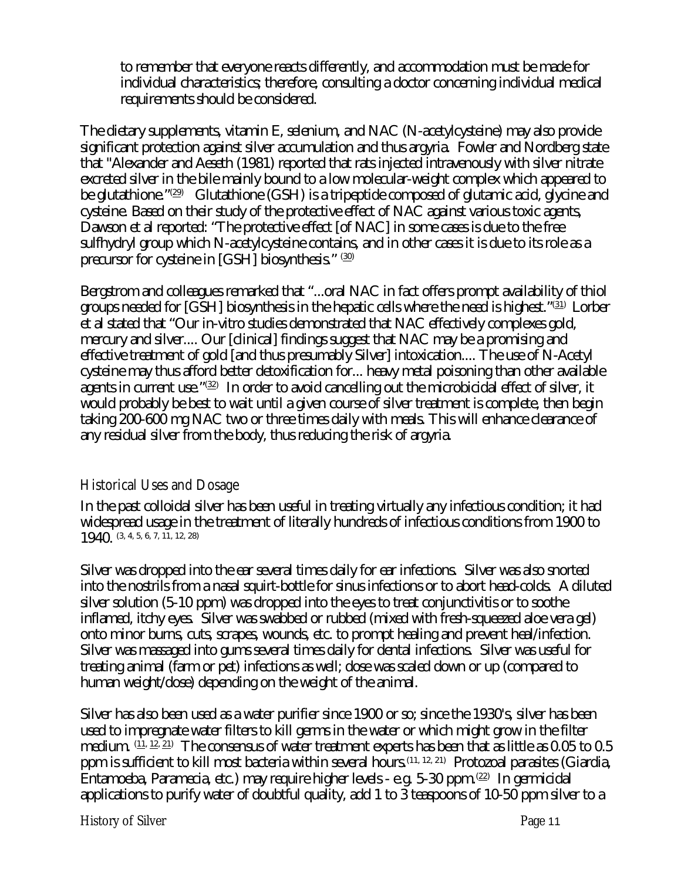to remember that everyone reacts differently, and accommodation must be made for individual characteristics; therefore, consulting a doctor concerning individual medical requirements should be considered.

The dietary supplements, vitamin E, selenium, and NAC (N-acetylcysteine) may also provide significant protection against silver accumulation and thus argyria. Fowler and Nordberg state that "Alexander and Aeseth (1981) reported that rats injected intravenously with silver nitrate excreted silver in the bile mainly bound to a low molecular-weight complex which appeared to be glutathione."[29] Glutathione (GSH) is a tripeptide composed of glutamic acid, glycine and cysteine. Based on their study of the protective effect of NAC against various toxic agents, Dawson et al reported: "The protective effect [of NAC] in some cases is due to the free sulfhydryl group which N-acetylcysteine contains, and in other cases it is due to its role as a precursor for cysteine in [GSH] biosynthesis." [30]

Bergstrom and colleagues remarked that "...oral NAC in fact offers prompt availability of thiol groups needed for [GSH] biosynthesis in the hepatic cells where the need is highest."[31] Lorber et al stated that "Our in-vitro studies demonstrated that NAC effectively complexes gold, mercury and silver.... Our [clinical] findings suggest that NAC may be a promising and effective treatment of gold [and thus presumably Silver] intoxication.... The use of N-Acetyl cysteine may thus afford better detoxification for... heavy metal poisoning than other available agents in current use."[32] In order to avoid cancelling out the microbicidal effect of silver, it would probably be best to wait until a given course of silver treatment is complete, then begin taking 200-600 mg NAC two or three times daily with meals. This will enhance clearance of any residual silver from the body, thus reducing the risk of argyria.

## Historical Uses and Dosage

In the past colloidal silver has been useful in treating virtually any infectious condition; it had widespread usage in the treatment of literally hundreds of infectious conditions from 1900 to 1940. [3, 4, 5, 6, 7, 11, 12, 28]

Silver was dropped into the ear several times daily for ear infections. Silver was also snorted into the nostrils from a nasal squirt-bottle for sinus infections or to abort head-colds. A diluted silver solution (5-10 ppm) was dropped into the eyes to treat conjunctivitis or to soothe inflamed, itchy eyes. Silver was swabbed or rubbed (mixed with fresh-squeezed aloe vera gel) onto minor burns, cuts, scrapes, wounds, etc. to prompt healing and prevent heal/infection. Silver was massaged into gums several times daily for dental infections. Silver was useful for treating animal (farm or pet) infections as well; dose was scaled down or up (compared to human weight/dose) depending on the weight of the animal.

Silver has also been used as a water purifier since 1900 or so; since the 1930's, silver has been used to impregnate water filters to kill germs in the water or which might grow in the filter medium. [11, 12, 21] The consensus of water treatment experts has been that as little as 0.05 to 0.5 ppm is sufficient to kill most bacteria within several hours.[11, 12, 21] Protozoal parasites (Giardia, Entamoeba, Paramecia, etc.) may require higher levels - e.g. 5-30 ppm.[22] In germicidal applications to purify water of doubtful quality, add 1 to 3 teaspoons of 10-50 ppm silver to a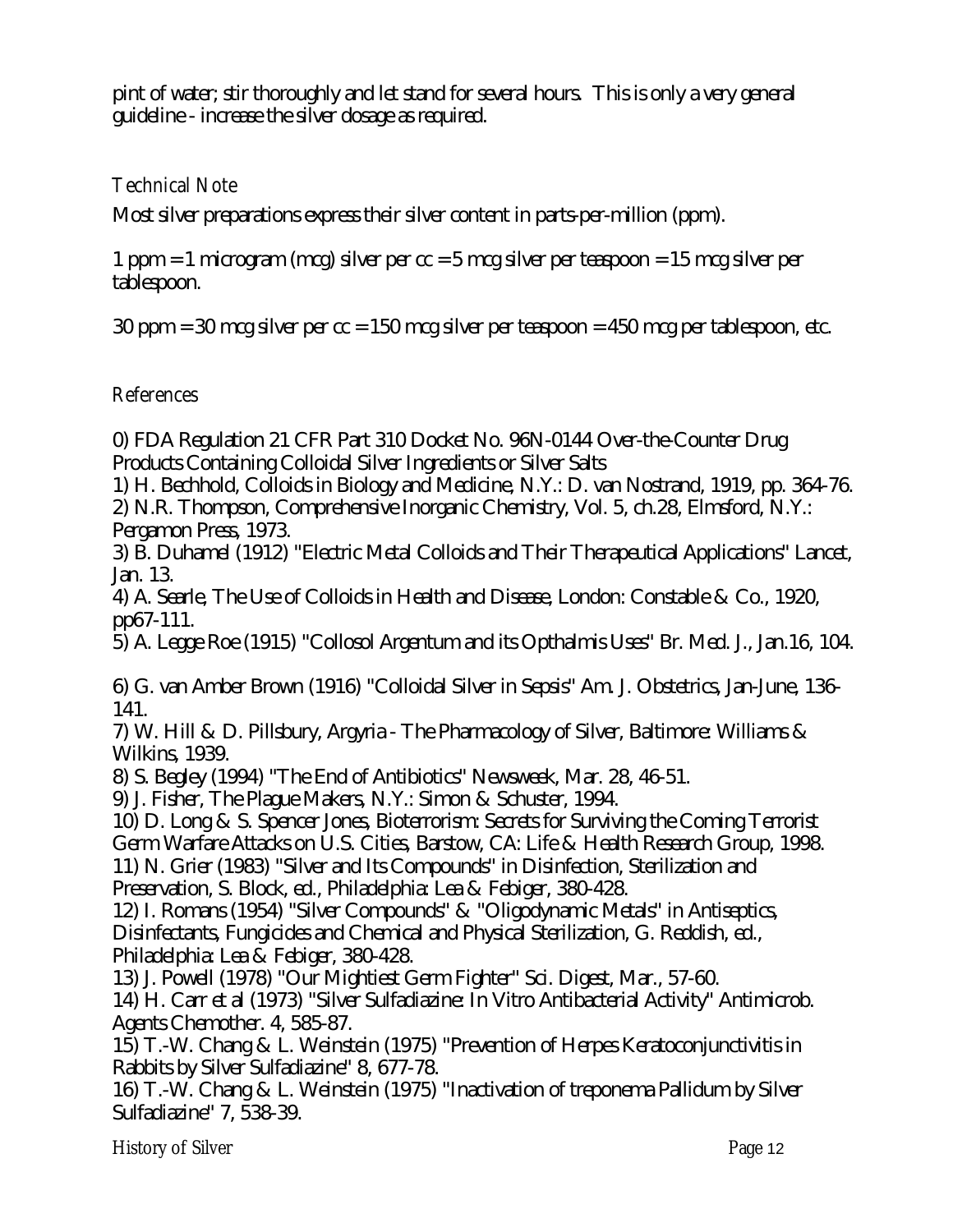pint of water; stir thoroughly and let stand for several hours. This is only a very general guideline - increase the silver dosage as required.

### Technical Note

Most silver preparations express their silver content in parts-per-million (ppm).

1 ppm = 1 microgram (mcg) silver per cc = 5 mcg silver per teaspoon = 15 mcg silver per tablespoon.

30 ppm = 30 mcg silver per cc = 150 mcg silver per teaspoon = 450 mcg per tablespoon, etc.

### References

0) FDA Regulation 21 CFR Part 310 Docket No. 96N-0144 Over-the-Counter Drug Products Containing Colloidal Silver Ingredients or Silver Salts
1) H. Bechhold, Colloids in Biology and Medicine, N.Y.: D. van Nostrand, 1919, pp. 364-76.
2) N.R. Thompson, Comprehensive Inorganic Chemistry, Vol. 5, ch.28, Elmsford, N.Y.: Pergamon Press, 1973.
3) B. Duhamel (1912) "Electric Metal Colloids and Their Therapeutical Applications" Lancet, Jan. 13.
4) A. Searle, The Use of Colloids in Health and Disease, London: Constable & Co., 1920, pp67-111.
5) A. Legge Roe (1915) "Collosol Argentum and its Opthalmis Uses" Br. Med. J., Jan.16, 104.
6) G. van Amber Brown (1916) "Colloidal Silver in Sepsis" Am. J. Obstetrics, Jan-June, 136-141.
7) W. Hill & D. Pillsbury, Argyria - The Pharmacology of Silver, Baltimore: Williams & Wilkins, 1939.
8) S. Begley (1994) "The End of Antibiotics" Newsweek, Mar. 28, 46-51.
9) J. Fisher, The Plague Makers, N.Y.: Simon & Schuster, 1994.
10) D. Long & S. Spencer Jones, Bioterrorism: Secrets for Surviving the Coming Terrorist Germ Warfare Attacks on U.S. Cities, Barstow, CA: Life & Health Research Group, 1998.
11) N. Grier (1983) "Silver and Its Compounds" in Disinfection, Sterilization and Preservation, S. Block, ed., Philadelphia: Lea & Febiger, 380-428.
12) I. Romans (1954) "Silver Compounds" & "Oligodynamic Metals" in Antiseptics, Disinfectants, Fungicides and Chemical and Physical Sterilization, G. Reddish, ed., Philadelphia: Lea & Febiger, 380-428.
13) J. Powell (1978) "Our Mightiest Germ Fighter" Sci. Digest, Mar., 57-60.
14) H. Carr et al (1973) "Silver Sulfadiazine: In Vitro Antibacterial Activity" Antimicrob. Agents Chemother. 4, 585-87.
15) T.-W. Chang & L. Weinstein (1975) "Prevention of Herpes Keratoconjunctivitis in Rabbits by Silver Sulfadiazine" 8, 677-78.
16) T.-W. Chang & L. Weinstein (1975) "Inactivation of treponema Pallidum by Silver Sulfadiazine" 7, 538-39.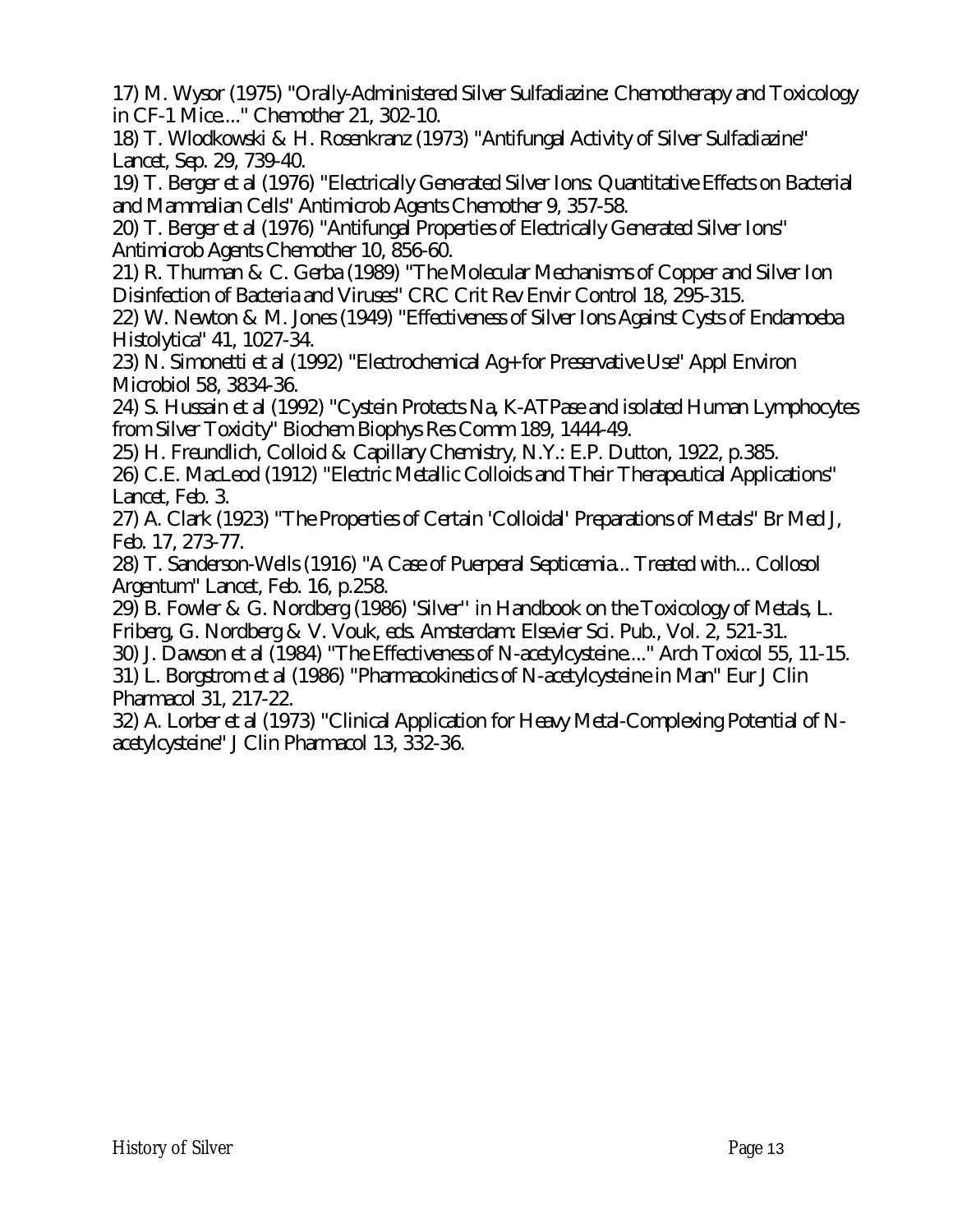17) M. Wysor (1975) "Orally-Administered Silver Sulfadiazine: Chemotherapy and Toxicology in CF-1 Mice...." Chemother 21, 302-10.

18) T. Wlodkowski & H. Rosenkranz (1973) "Antifungal Activity of Silver Sulfadiazine" Lancet, Sep. 29, 739-40.

19) T. Berger et al (1976) "Electrically Generated Silver Ions: Quantitative Effects on Bacterial and Mammalian Cells" Antimicrob Agents Chemother 9, 357-58.

20) T. Berger et al (1976) "Antifungal Properties of Electrically Generated Silver Ions" Antimicrob Agents Chemother 10, 856-60.

21) R. Thurman & C. Gerba (1989) "The Molecular Mechanisms of Copper and Silver Ion Disinfection of Bacteria and Viruses" CRC Crit Rev Envir Control 18, 295-315.

22) W. Newton & M. Jones (1949) "Effectiveness of Silver Ions Against Cysts of Endamoeba Histolytica" 41, 1027-34.

23) N. Simonetti et al (1992) "Electrochemical Ag+ for Preservative Use" Appl Environ Microbiol 58, 3834-36.

24) S. Hussain et al (1992) "Cystein Protects Na, K-ATPase and isolated Human Lymphocytes from Silver Toxicity" Biochem Biophys Res Comm 189, 1444-49.

25) H. Freundlich, Colloid & Capillary Chemistry, N.Y.: E.P. Dutton, 1922, p.385.

26) C.E. MacLeod (1912) "Electric Metallic Colloids and Their Therapeutical Applications" Lancet, Feb. 3.

27) A. Clark (1923) "The Properties of Certain 'Colloidal' Preparations of Metals" Br Med J, Feb. 17, 273-77.

28) T. Sanderson-Wells (1916) "A Case of Puerperal Septicemia... Treated with... Collosol Argentum" Lancet, Feb. 16, p.258.

29) B. Fowler & G. Nordberg (1986) 'Silver'' in Handbook on the Toxicology of Metals, L. Friberg, G. Nordberg & V. Vouk, eds. Amsterdam: Elsevier Sci. Pub., Vol. 2, 521-31.

30) J. Dawson et al (1984) "The Effectiveness of N-acetylcysteine...." Arch Toxicol 55, 11-15.

31) L. Borgstrom et al (1986) "Pharmacokinetics of N-acetylcysteine in Man" Eur J Clin Pharmacol 31, 217-22.

32) A. Lorber et al (1973) "Clinical Application for Heavy Metal-Complexing Potential of N-acetylcysteine" J Clin Pharmacol 13, 332-36.